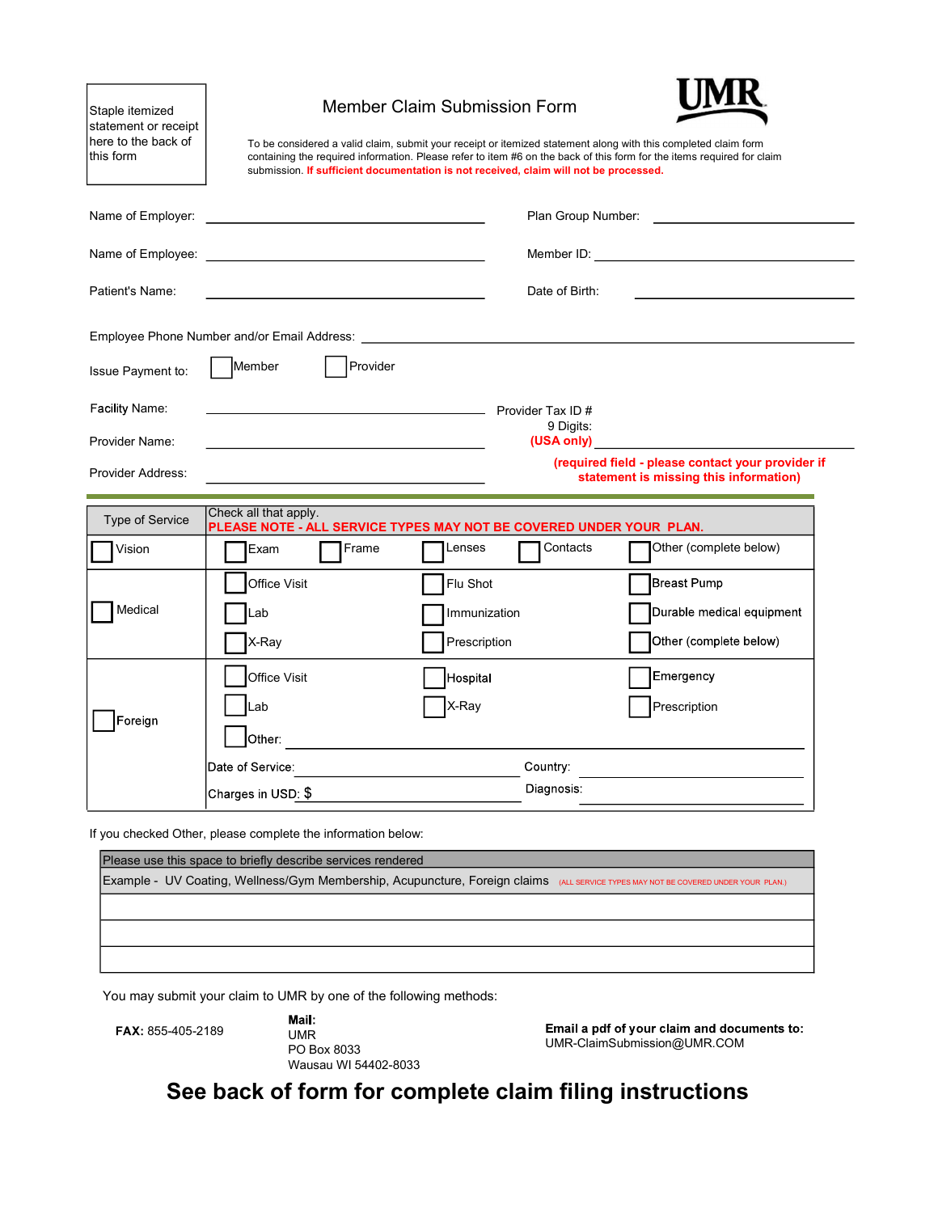Staple itemized statement or receipt here to the back of this form

# Member Claim Submission Form

UMR

To be considered a valid claim, submit your receipt or itemized statement along with this completed claim form containing the required information. Please refer to item #6 on the back of this form for the items required for claim submission. **If sufficient documentation is not received, claim will not be processed.**

Name of Employer: ______________________ Plan Group Number: ______________________

Name of Employee: ______________________ Member ID: ______________________

Patient's Name: ______________________ Date of Birth: ______________________

Employee Phone Number and/or Email Address: ______________________

Issue Payment to: ☐ Member ☐ Provider

Facility Name: ______________________

Provider Name: ______________________

Provider Address: ______________________

Provider Tax ID # 9 Digits: **(USA only)** ______________________

**(required field - please contact your provider if statement is missing this information)**

| Type of Service | Check all that apply. **PLEASE NOTE - ALL SERVICE TYPES MAY NOT BE COVERED UNDER YOUR PLAN.** | | | | |
|---|---|---|---|---|---|
| ☐ Vision | ☐ Exam | ☐ Frame | ☐ Lenses | ☐ Contacts | ☐ Other (complete below) |
| ☐ Medical | ☐ Office Visit | | ☐ Flu Shot | | ☐ Breast Pump |
| | ☐ Lab | | ☐ Immunization | | ☐ Durable medical equipment |
| | ☐ X-Ray | | ☐ Prescription | | ☐ Other (complete below) |
| ☐ Foreign | ☐ Office Visit | | ☐ Hospital | | ☐ Emergency |
| | ☐ Lab | | ☐ X-Ray | | ☐ Prescription |
| | ☐ Other: ______________________ | | | | |
| | Date of Service: ____________ | | Country: ____________ | | |
| | Charges in USD: $ ____________ | | Diagnosis: ____________ | | |

If you checked Other, please complete the information below:

| Please use this space to briefly describe services rendered |
|---|
| Example - UV Coating, Wellness/Gym Membership, Acupuncture, Foreign claims (ALL SERVICE TYPES MAY NOT BE COVERED UNDER YOUR PLAN.) |
| |
| |
| |

You may submit your claim to UMR by one of the following methods:

**FAX:** 855-405-2189

**Mail:**
UMR
PO Box 8033
Wausau WI 54402-8033

**Email a pdf of your claim and documents to:**
UMR-ClaimSubmission@UMR.COM

## See back of form for complete claim filing instructions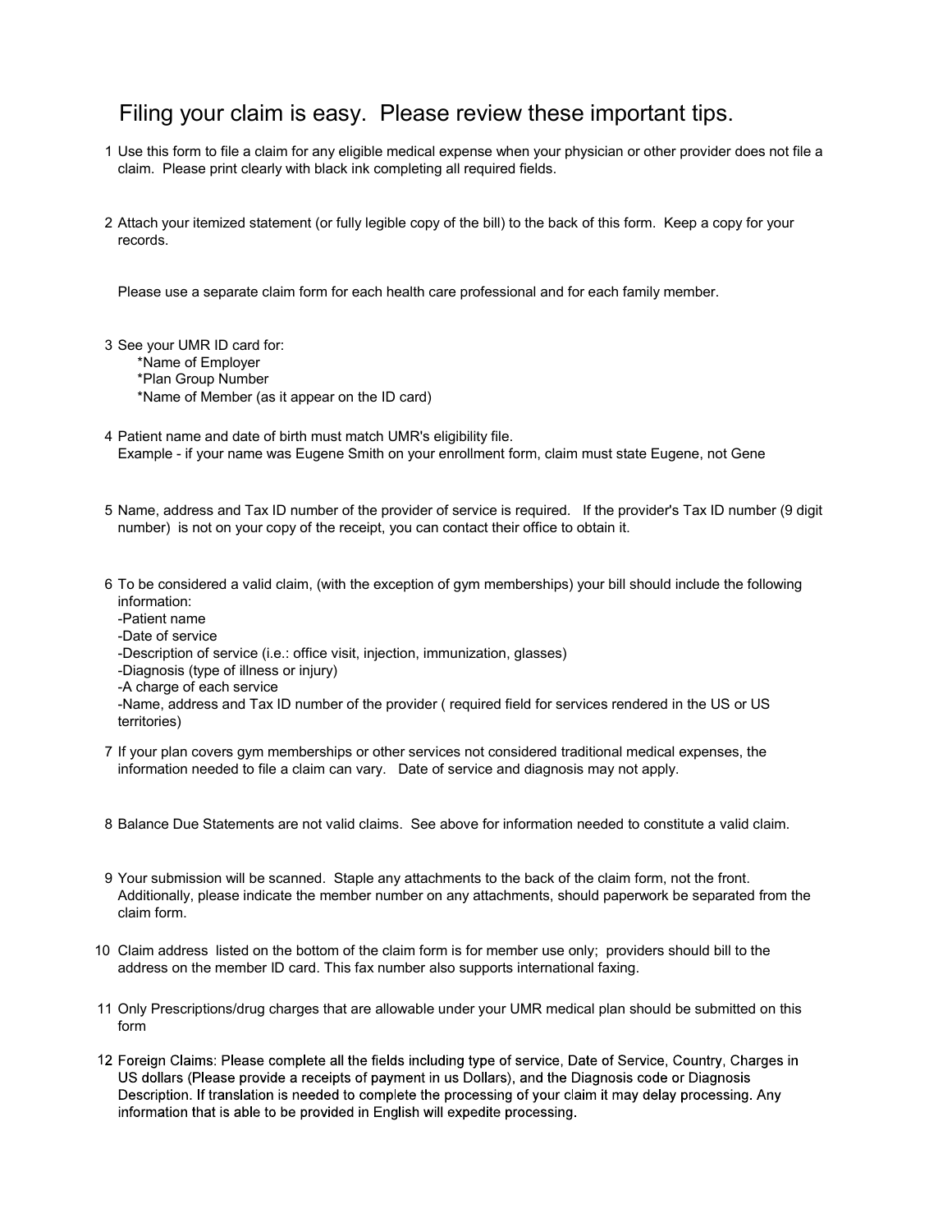# Filing your claim is easy. Please review these important tips.

1. Use this form to file a claim for any eligible medical expense when your physician or other provider does not file a claim. Please print clearly with black ink completing all required fields.

2. Attach your itemized statement (or fully legible copy of the bill) to the back of this form. Keep a copy for your records.

   Please use a separate claim form for each health care professional and for each family member.

3. See your UMR ID card for:
   *Name of Employer
   *Plan Group Number
   *Name of Member (as it appear on the ID card)

4. Patient name and date of birth must match UMR's eligibility file.
   Example - if your name was Eugene Smith on your enrollment form, claim must state Eugene, not Gene

5. Name, address and Tax ID number of the provider of service is required. If the provider's Tax ID number (9 digit number) is not on your copy of the receipt, you can contact their office to obtain it.

6. To be considered a valid claim, (with the exception of gym memberships) your bill should include the following information:
   -Patient name
   -Date of service
   -Description of service (i.e.: office visit, injection, immunization, glasses)
   -Diagnosis (type of illness or injury)
   -A charge of each service
   -Name, address and Tax ID number of the provider ( required field for services rendered in the US or US territories)

7. If your plan covers gym memberships or other services not considered traditional medical expenses, the information needed to file a claim can vary. Date of service and diagnosis may not apply.

8. Balance Due Statements are not valid claims. See above for information needed to constitute a valid claim.

9. Your submission will be scanned. Staple any attachments to the back of the claim form, not the front. Additionally, please indicate the member number on any attachments, should paperwork be separated from the claim form.

10. Claim address listed on the bottom of the claim form is for member use only; providers should bill to the address on the member ID card. This fax number also supports international faxing.

11. Only Prescriptions/drug charges that are allowable under your UMR medical plan should be submitted on this form

12. Foreign Claims: Please complete all the fields including type of service, Date of Service, Country, Charges in US dollars (Please provide a receipts of payment in us Dollars), and the Diagnosis code or Diagnosis Description. If translation is needed to complete the processing of your claim it may delay processing. Any information that is able to be provided in English will expedite processing.